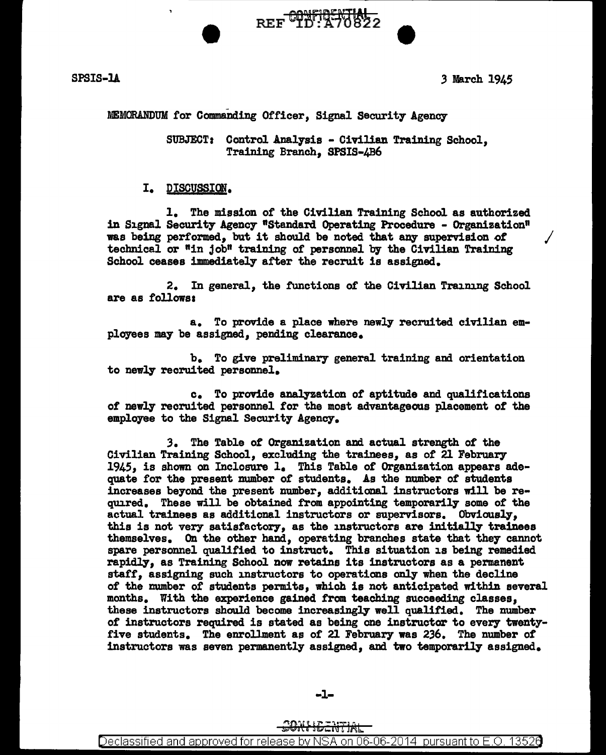SPSIS-1A

3 March 1945

MEMORANDUM for Commanding Officer, Signal Security Agency

SUBJECT: Control Analysis - Civilian Training School, Training Branch, SPSIS-4B6

## I. DISCUSSION.

1. The mission of the Civilian Training School as authorized in Signal Security Agency "Standard Operating Procedure - Organization" was being performed, but it should be noted that any supervision of technical or "in job" training of personnel by the Civilian Training School ceases immediately after the recruit is assigned.

2. In general, the functions of the Civilian Training School are as follows:

a. To provide a place where newly recruited civilian employees may be assigned, pending clearance.

b. To give preliminary general training and orientation to newly recruited personnel.

c. To provide analyzation of aptitude and qualifications of newly recruited personnel for the most advantageous placement of the employee to the Signal Security Agency.

3. The Table of Organization and actual strength of the Civilian Training School, excluding the trainees, as of 21 February 1945, is shown on Inclosure 1. This Table of Organization appears adequate for the present number of students. As the number of students increases beyond the present number, additional instructors will be required. These will be obtained from appointing temporarily some of the actual trainees as additional instructors or supervisors. Obviously, this is not very satisfactory, as the instructors are initially trainees themselves. On the other hand, operating branches state that they cannot spare personnel qualified to instruct. This situation is being remedied rapidly, as Training School now retains its instructors as a permanent staff, assigning such instructors to operations only when the decline of the number of students permits, which is not anticipated within several months. With the experience gained from teaching succeeding classes, these instructors should become increasingly well qualified. The number of instructors required is stated as being one instructor to every twenty-five students. The enrollment as of 21 February was 236. The number of instructors was seven permanently assigned, and two temporarily assigned.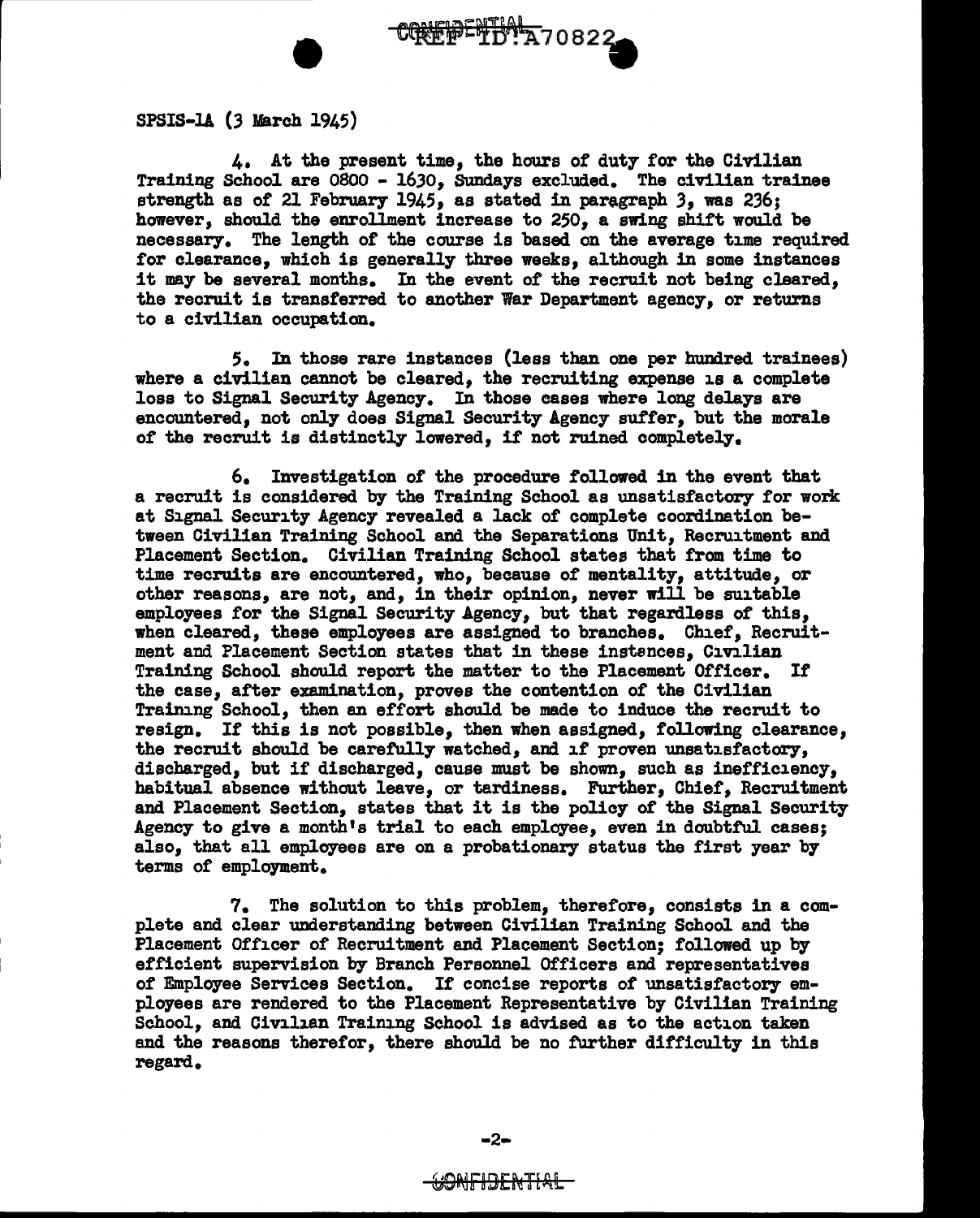SPSIS-1A (3 March 1945)

4. At the present time, the hours of duty for the Civilian Training School are 0800 - 1630, Sundays excluded. The civilian trainee strength as of 21 February 1945, as stated in paragraph 3, was 236; however, should the enrollment increase to 250, a swing shift would be necessary. The length of the course is based on the average time required for clearance, which is generally three weeks, although in some instances it may be several months. In the event of the recruit not being cleared, the recruit is transferred to another War Department agency, or returns to a civilian occupation.

5. In those rare instances (less than one per hundred trainees) where a civilian cannot be cleared, the recruiting expense is a complete loss to Signal Security Agency. In those cases where long delays are encountered, not only does Signal Security Agency suffer, but the morale of the recruit is distinctly lowered, if not ruined completely.

6. Investigation of the procedure followed in the event that a recruit is considered by the Training School as unsatisfactory for work at Signal Security Agency revealed a lack of complete coordination between Civilian Training School and the Separations Unit, Recruitment and Placement Section. Civilian Training School states that from time to time recruits are encountered, who, because of mentality, attitude, or other reasons, are not, and, in their opinion, never will be suitable employees for the Signal Security Agency, but that regardless of this, when cleared, these employees are assigned to branches. Chief, Recruitment and Placement Section states that in these instances, Civilian Training School should report the matter to the Placement Officer. If the case, after examination, proves the contention of the Civilian Training School, then an effort should be made to induce the recruit to resign. If this is not possible, then when assigned, following clearance, the recruit should be carefully watched, and if proven unsatisfactory, discharged, but if discharged, cause must be shown, such as inefficiency, habitual absence without leave, or tardiness. Further, Chief, Recruitment and Placement Section, states that it is the policy of the Signal Security Agency to give a month's trial to each employee, even in doubtful cases; also, that all employees are on a probationary status the first year by terms of employment.

7. The solution to this problem, therefore, consists in a complete and clear understanding between Civilian Training School and the Placement Officer of Recruitment and Placement Section; followed up by efficient supervision by Branch Personnel Officers and representatives of Employee Services Section. If concise reports of unsatisfactory employees are rendered to the Placement Representative by Civilian Training School, and Civilian Training School is advised as to the action taken and the reasons therefor, there should be no further difficulty in this regard.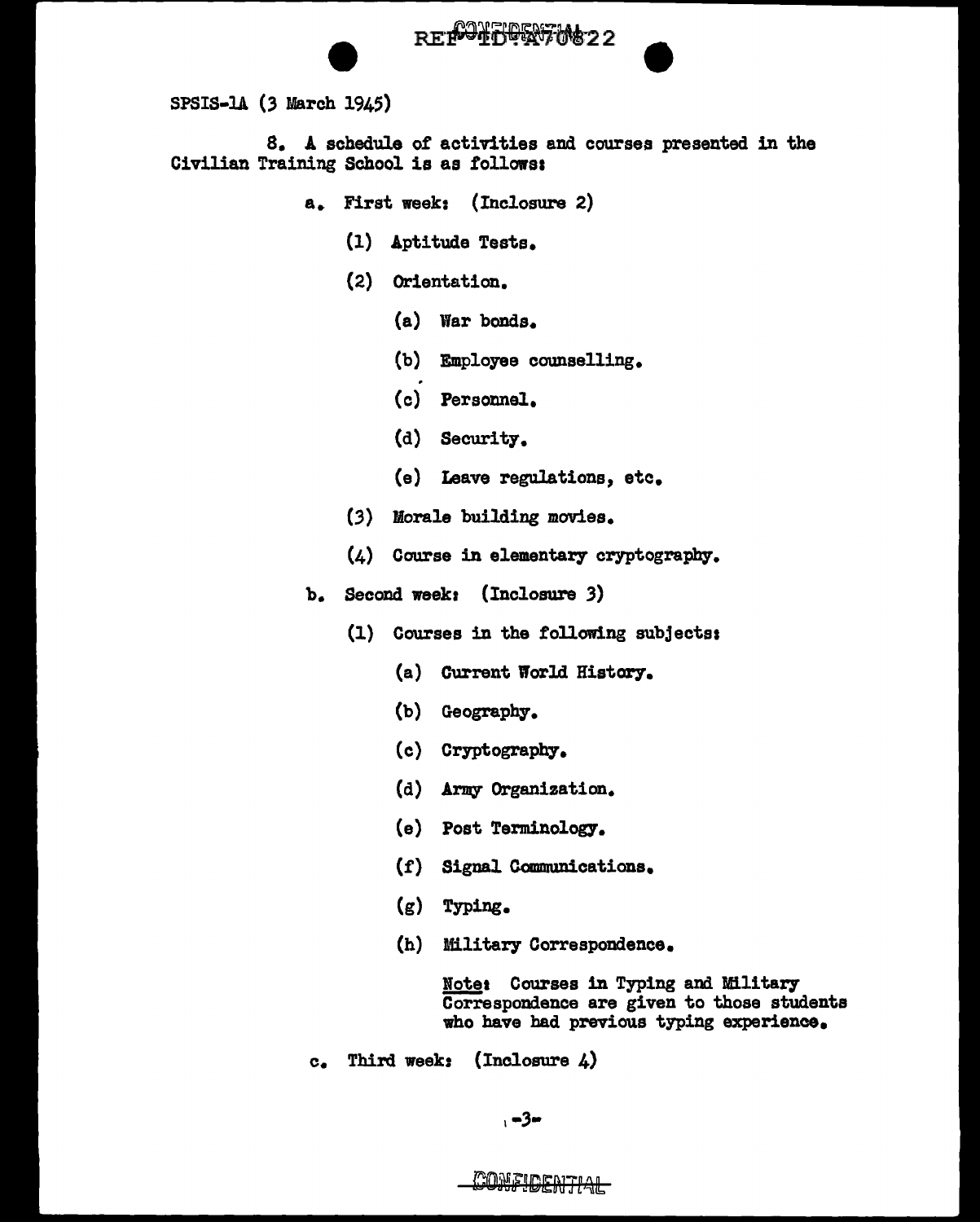SPSIS-1A (3 March 1945)

8. A schedule of activities and courses presented in the Civilian Training School is as follows:

a. First week: (Inclosure 2)

(1) Aptitude Tests.

(2) Orientation.

(a) War bonds.

(b) Employee counselling.

(c) Personnel.

(d) Security.

(e) Leave regulations, etc.

(3) Morale building movies.

(4) Course in elementary cryptography.

b. Second week: (Inclosure 3)

(1) Courses in the following subjects:

(a) Current World History.

(b) Geography.

(c) Cryptography.

(d) Army Organization.

(e) Post Terminology.

(f) Signal Communications.

(g) Typing.

(h) Military Correspondence.

Note: Courses in Typing and Military Correspondence are given to those students who have had previous typing experience.

c. Third week: (Inclosure 4)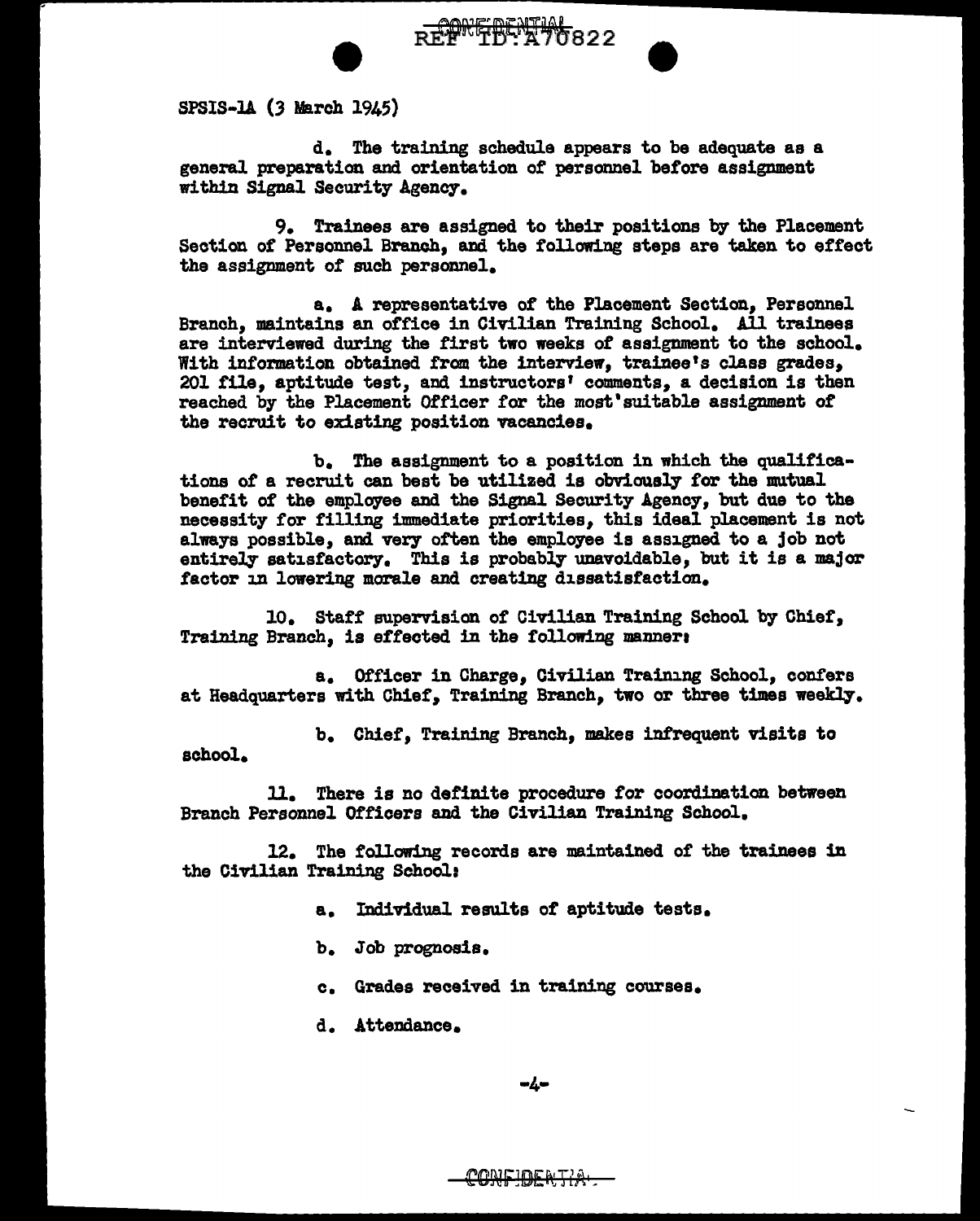SPSIS-1A (3 March 1945)

d. The training schedule appears to be adequate as a general preparation and orientation of personnel before assignment within Signal Security Agency.

9. Trainees are assigned to their positions by the Placement Section of Personnel Branch, and the following steps are taken to effect the assignment of such personnel.

a. A representative of the Placement Section, Personnel Branch, maintains an office in Civilian Training School. All trainees are interviewed during the first two weeks of assignment to the school. With information obtained from the interview, trainee's class grades, 201 file, aptitude test, and instructors' comments, a decision is then reached by the Placement Officer for the most suitable assignment of the recruit to existing position vacancies.

b. The assignment to a position in which the qualifications of a recruit can best be utilized is obviously for the mutual benefit of the employee and the Signal Security Agency, but due to the necessity for filling immediate priorities, this ideal placement is not always possible, and very often the employee is assigned to a job not entirely satisfactory. This is probably unavoidable, but it is a major factor in lowering morale and creating dissatisfaction.

10. Staff supervision of Civilian Training School by Chief, Training Branch, is effected in the following manner:

a. Officer in Charge, Civilian Training School, confers at Headquarters with Chief, Training Branch, two or three times weekly.

b. Chief, Training Branch, makes infrequent visits to school.

11. There is no definite procedure for coordination between Branch Personnel Officers and the Civilian Training School.

12. The following records are maintained of the trainees in the Civilian Training School:

a. Individual results of aptitude tests.

b. Job prognosis.

c. Grades received in training courses.

d. Attendance.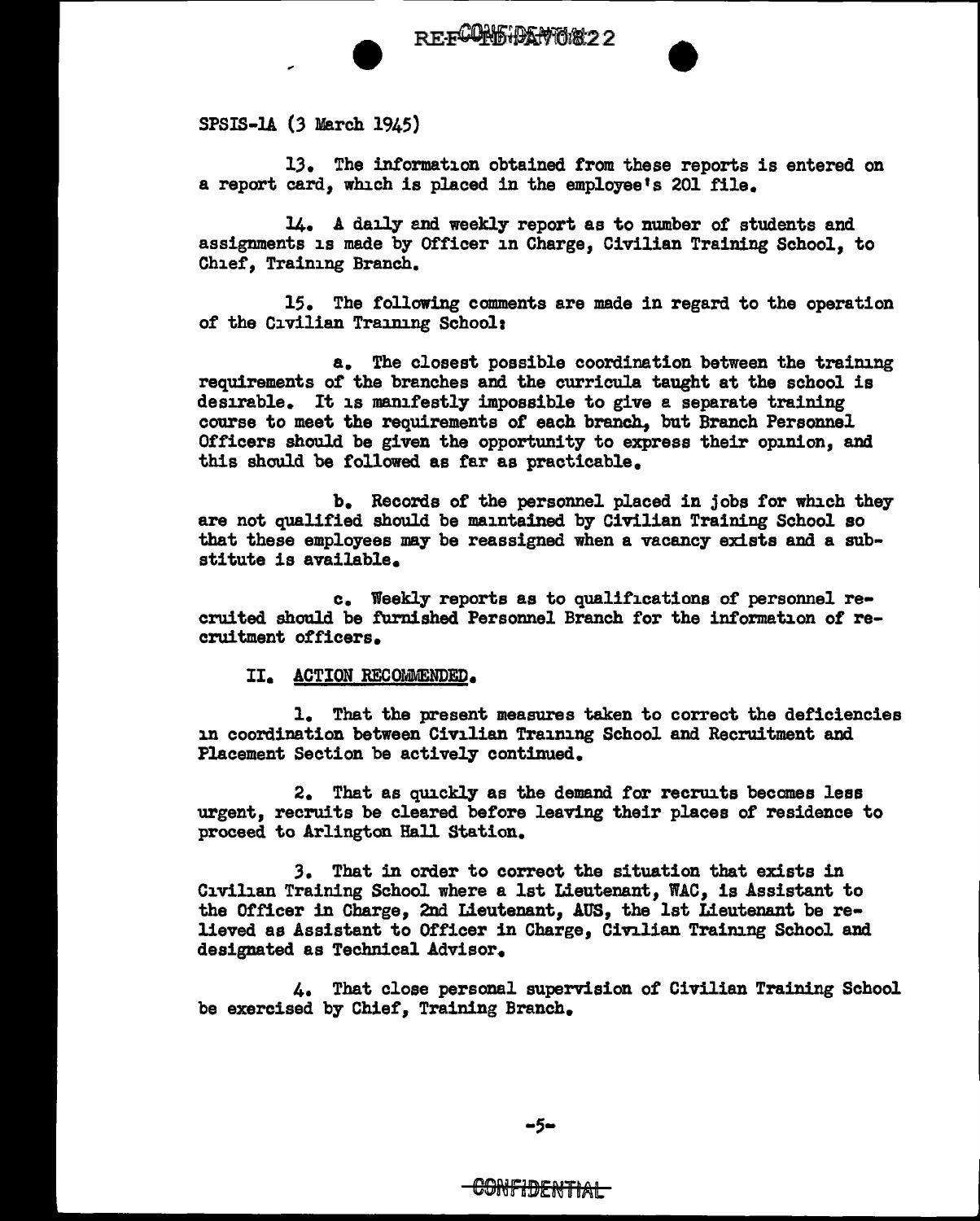SPSIS-1A (3 March 1945)

13. The information obtained from these reports is entered on a report card, which is placed in the employee's 201 file.

14. A daily and weekly report as to number of students and assignments is made by Officer in Charge, Civilian Training School, to Chief, Training Branch.

15. The following comments are made in regard to the operation of the Civilian Training School:

a. The closest possible coordination between the training requirements of the branches and the curricula taught at the school is desirable. It is manifestly impossible to give a separate training course to meet the requirements of each branch, but Branch Personnel Officers should be given the opportunity to express their opinion, and this should be followed as far as practicable.

b. Records of the personnel placed in jobs for which they are not qualified should be maintained by Civilian Training School so that these employees may be reassigned when a vacancy exists and a substitute is available.

c. Weekly reports as to qualifications of personnel recruited should be furnished Personnel Branch for the information of recruitment officers.

II. ACTION RECOMMENDED.

1. That the present measures taken to correct the deficiencies in coordination between Civilian Training School and Recruitment and Placement Section be actively continued.

2. That as quickly as the demand for recruits becomes less urgent, recruits be cleared before leaving their places of residence to proceed to Arlington Hall Station.

3. That in order to correct the situation that exists in Civilian Training School where a 1st Lieutenant, WAC, is Assistant to the Officer in Charge, 2nd Lieutenant, AUS, the 1st Lieutenant be relieved as Assistant to Officer in Charge, Civilian Training School and designated as Technical Advisor.

4. That close personal supervision of Civilian Training School be exercised by Chief, Training Branch.

CONFIDENTIAL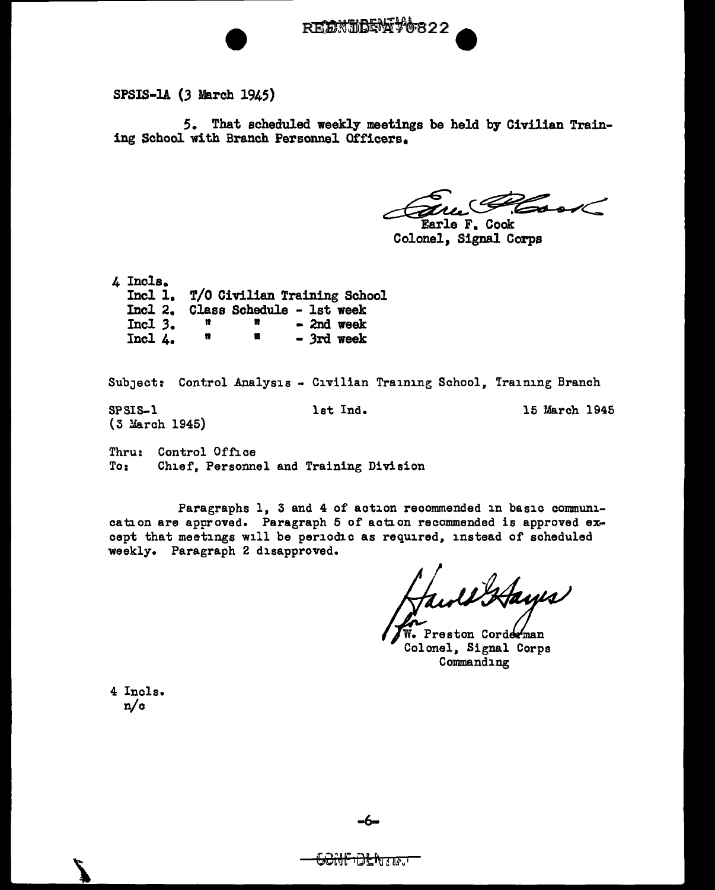SPSIS-1A (3 March 1945)

5. That scheduled weekly meetings be held by Civilian Training School with Branch Personnel Officers.

Earle F. Cook
Colonel, Signal Corps

4 Incls.
- Incl 1. T/O Civilian Training School
- Incl 2. Class Schedule - 1st week
- Incl 3. " " - 2nd week
- Incl 4. " " - 3rd week

Subject: Control Analysis - Civilian Training School, Training Branch

SPSIS-1 (3 March 1945) — 1st Ind. — 15 March 1945

Thru: Control Office
To: Chief, Personnel and Training Division

Paragraphs 1, 3 and 4 of action recommended in basic communication are approved. Paragraph 5 of action recommended is approved except that meetings will be periodic as required, instead of scheduled weekly. Paragraph 2 disapproved.

Harold Hayes
for W. Preston Corderman
Colonel, Signal Corps
Commanding

4 Incls.
n/c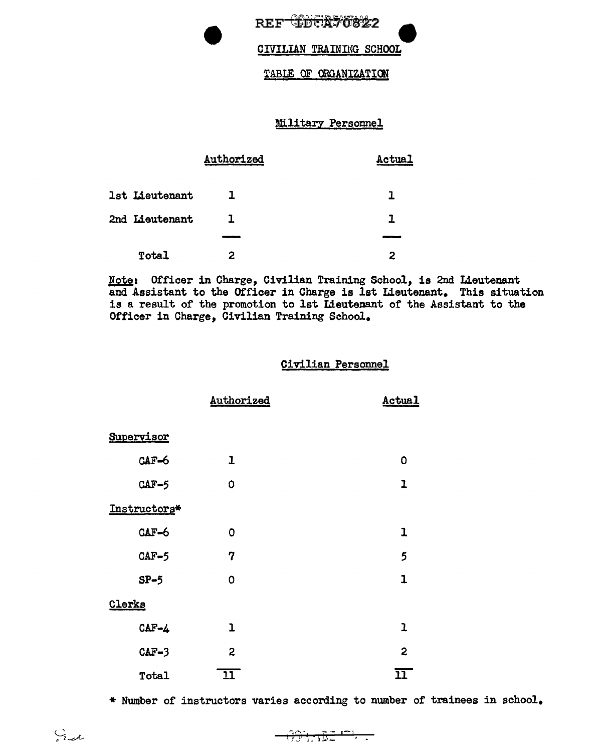REF ID:A70822

# CIVILIAN TRAINING SCHOOL

## TABLE OF ORGANIZATION

### Military Personnel

| | Authorized | Actual |
|---|---|---|
| 1st Lieutenant | 1 | 1 |
| 2nd Lieutenant | 1 | 1 |
| Total | 2 | 2 |

Note: Officer in Charge, Civilian Training School, is 2nd Lieutenant and Assistant to the Officer in Charge is 1st Lieutenant. This situation is a result of the promotion to 1st Lieutenant of the Assistant to the Officer in Charge, Civilian Training School.

### Civilian Personnel

| | Authorized | Actual |
|---|---|---|
| Supervisor | | |
| CAF-6 | 1 | 0 |
| CAF-5 | 0 | 1 |
| Instructors* | | |
| CAF-6 | 0 | 1 |
| CAF-5 | 7 | 5 |
| SP-5 | 0 | 1 |
| Clerks | | |
| CAF-4 | 1 | 1 |
| CAF-3 | 2 | 2 |
| Total | 11 | 11 |

* Number of instructors varies according to number of trainees in school.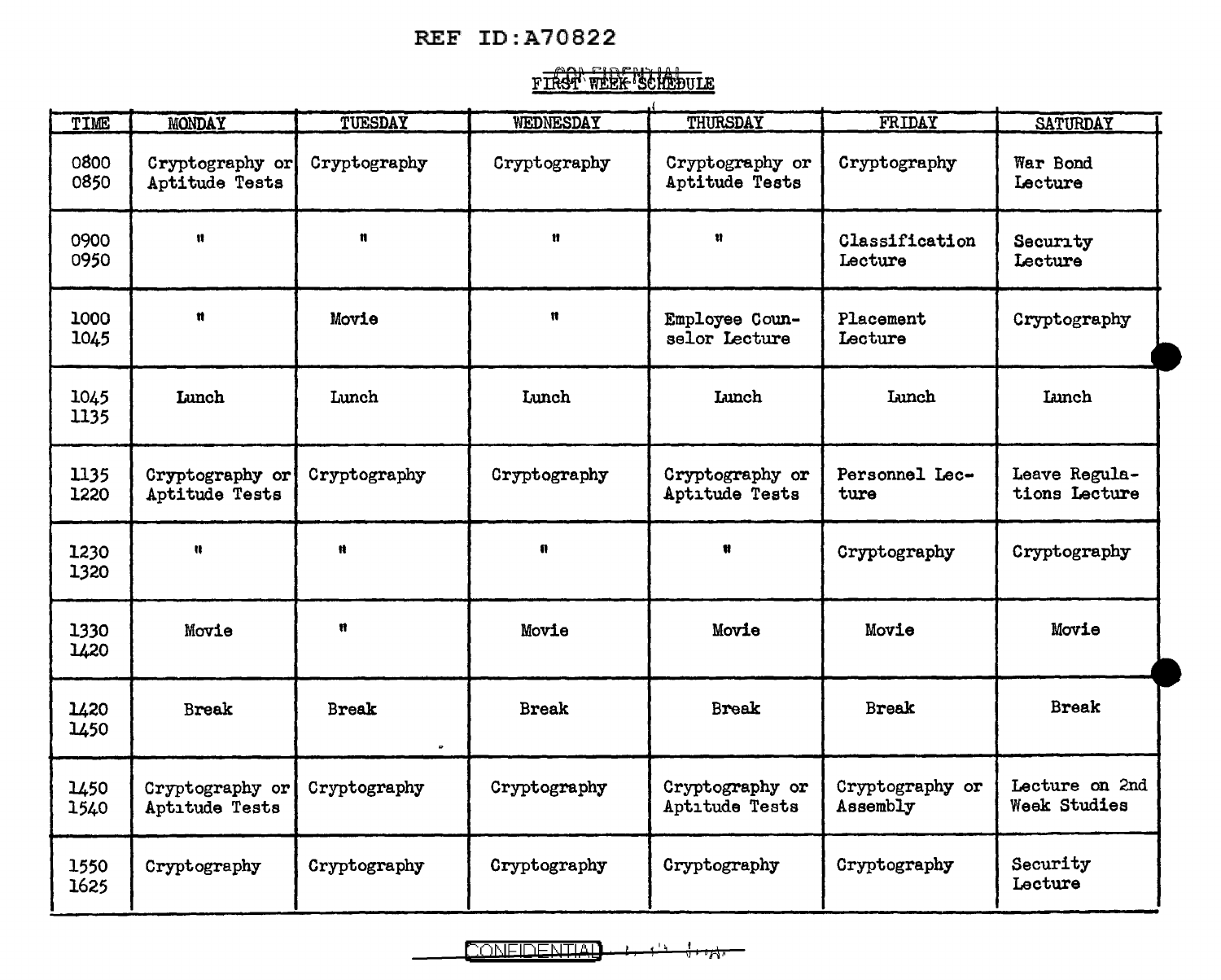REF ID:A70822

CONFIDENTIAL

## FIRST WEEK SCHEDULE

| TIME | MONDAY | TUESDAY | WEDNESDAY | THURSDAY | FRIDAY | SATURDAY |
|---|---|---|---|---|---|---|
| 0800 0850 | Cryptography or Aptitude Tests | Cryptography | Cryptography | Cryptography or Aptitude Tests | Cryptography | War Bond Lecture |
| 0900 0950 | " | " | " | " | Classification Lecture | Security Lecture |
| 1000 1045 | " | Movie | " | Employee Counselor Lecture | Placement Lecture | Cryptography |
| 1045 1135 | Lunch | Lunch | Lunch | Lunch | Lunch | Lunch |
| 1135 1220 | Cryptography or Aptitude Tests | Cryptography | Cryptography | Cryptography or Aptitude Tests | Personnel Lecture | Leave Regulations Lecture |
| 1230 1320 | " | " | " | " | Cryptography | Cryptography |
| 1330 1420 | Movie | " | Movie | Movie | Movie | Movie |
| 1420 1450 | Break | Break | Break | Break | Break | Break |
| 1450 1540 | Cryptography or Aptitude Tests | Cryptography | Cryptography | Cryptography or Aptitude Tests | Cryptography or Assembly | Lecture on 2nd Week Studies |
| 1550 1625 | Cryptography | Cryptography | Cryptography | Cryptography | Cryptography | Security Lecture |

CONFIDENTIAL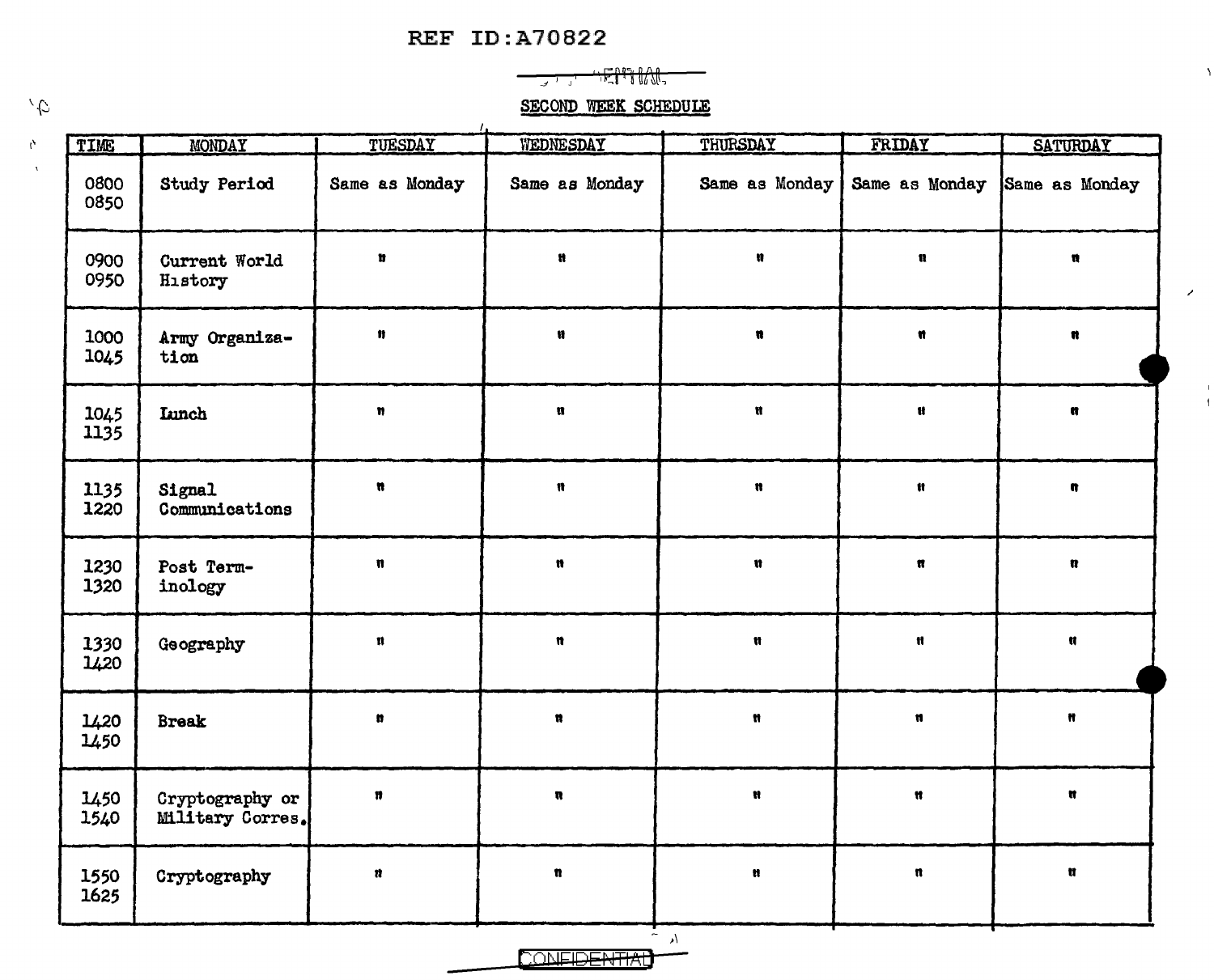REF ID:A70822

~~CONFIDENTIAL~~

## SECOND WEEK SCHEDULE

| TIME | MONDAY | TUESDAY | WEDNESDAY | THURSDAY | FRIDAY | SATURDAY |
|---|---|---|---|---|---|---|
| 0800 0850 | Study Period | Same as Monday | Same as Monday | Same as Monday | Same as Monday | Same as Monday |
| 0900 0950 | Current World History | " | " | " | " | " |
| 1000 1045 | Army Organization | " | " | " | " | " |
| 1045 1135 | Lunch | " | " | " | " | " |
| 1135 1220 | Signal Communications | " | " | " | " | " |
| 1230 1320 | Post Terminology | " | " | " | " | " |
| 1330 1420 | Geography | " | " | " | " | " |
| 1420 1450 | Break | " | " | " | " | " |
| 1450 1540 | Cryptography or Military Corres. | " | " | " | " | " |
| 1550 1625 | Cryptography | " | " | " | " | " |

~~CONFIDENTIAL~~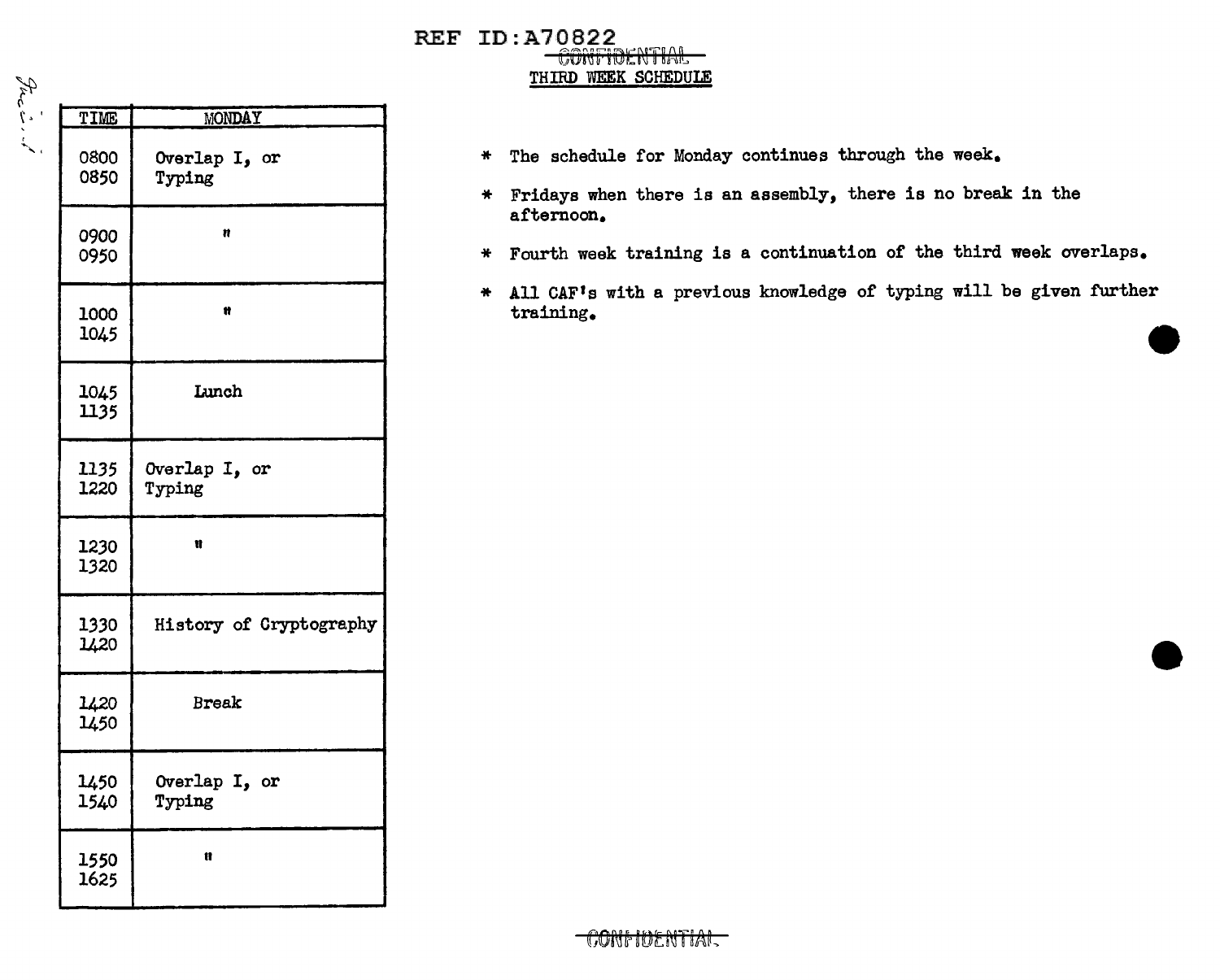REF ID:A70822

~~CONFIDENTIAL~~

## THIRD WEEK SCHEDULE

| TIME | MONDAY |
| --- | --- |
| 0800 0850 | Overlap I, or Typing |
| 0900 0950 | " |
| 1000 1045 | " |
| 1045 1135 | Lunch |
| 1135 1220 | Overlap I, or Typing |
| 1230 1320 | " |
| 1330 1420 | History of Cryptography |
| 1420 1450 | Break |
| 1450 1540 | Overlap I, or Typing |
| 1550 1625 | " |

* The schedule for Monday continues through the week.
* Fridays when there is an assembly, there is no break in the afternoon.
* Fourth week training is a continuation of the third week overlaps.
* All CAF's with a previous knowledge of typing will be given further training.

~~CONFIDENTIAL~~